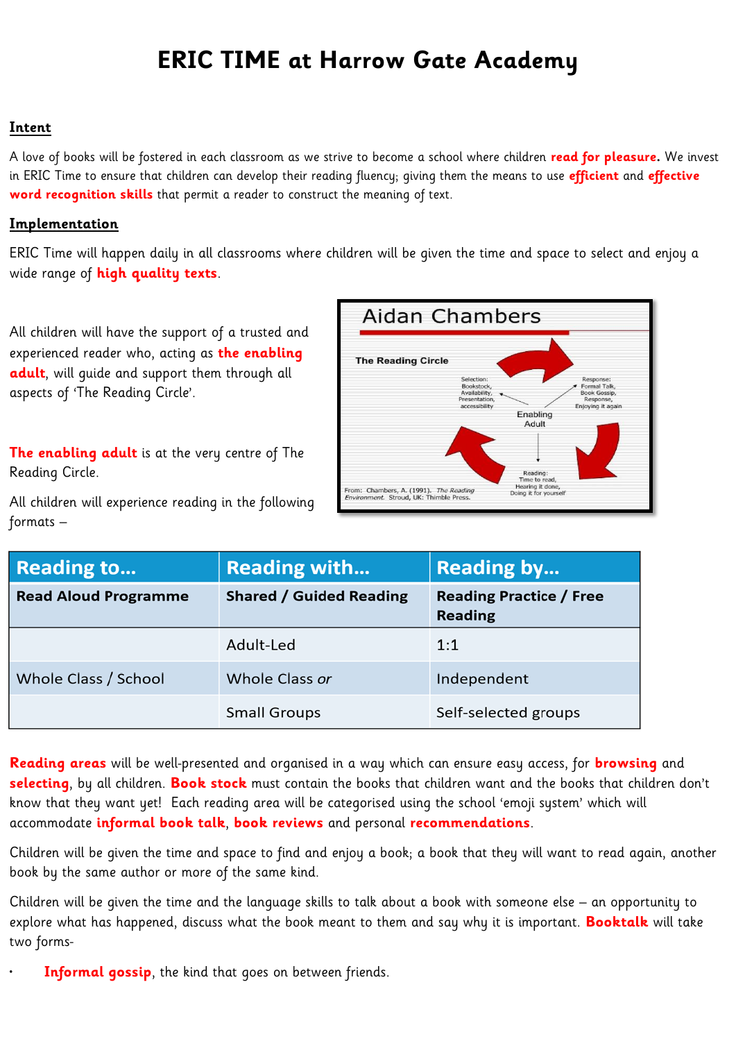# ERIC TIME at Harrow Gate Academy

## Intent

A love of books will be fostered in each classroom as we strive to become a school where children **read for pleasure**. We invest in ERIC Time to ensure that children can develop their reading fluency; giving them the means to use **efficient** and **effective word recognition skills** that permit a reader to construct the meaning of text.

## Implementation

ERIC Time will happen daily in all classrooms where children will be given the time and space to select and enjoy a wide range of **high quality texts**.

All children will have the support of a trusted and experienced reader who, acting as **the enabling adult**, will guide and support them through all aspects of 'The Reading Circle'.

**The enabling adult** is at the very centre of The Reading Circle.

All children will experience reading in the following formats –

| Reading to... | Reading with... | Reading by... |
|---|---|---|
| **Read Aloud Programme** | **Shared / Guided Reading** | **Reading Practice / Free Reading** |
| | Adult-Led | 1:1 |
| Whole Class / School | Whole Class *or* | Independent |
| | Small Groups | Self-selected groups |

**Reading areas** will be well-presented and organised in a way which can ensure easy access, for **browsing** and **selecting**, by all children. **Book stock** must contain the books that children want and the books that children don't know that they want yet! Each reading area will be categorised using the school 'emoji system' which will accommodate **informal book talk**, **book reviews** and personal **recommendations**.

Children will be given the time and space to find and enjoy a book; a book that they will want to read again, another book by the same author or more of the same kind.

Children will be given the time and the language skills to talk about a book with someone else – an opportunity to explore what has happened, discuss what the book meant to them and say why it is important. **Booktalk** will take two forms-

- **Informal gossip**, the kind that goes on between friends.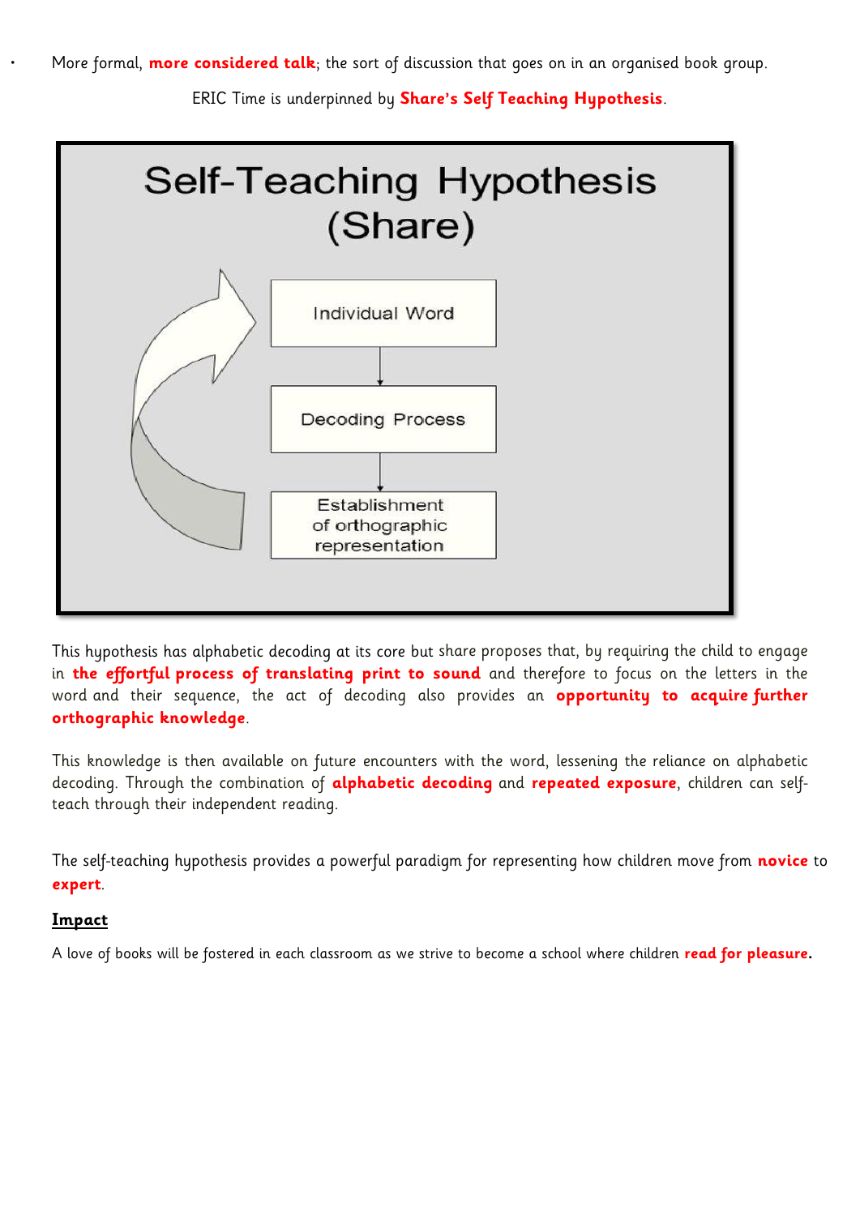- More formal, **more considered talk**; the sort of discussion that goes on in an organised book group.

ERIC Time is underpinned by **Share's Self Teaching Hypothesis**.

Self-Teaching Hypothesis (Share)

Individual Word

Decoding Process

Establishment of orthographic representation

This hypothesis has alphabetic decoding at its core but share proposes that, by requiring the child to engage in **the effortful process of translating print to sound** and therefore to focus on the letters in the word and their sequence, the act of decoding also provides an **opportunity to acquire further orthographic knowledge**.

This knowledge is then available on future encounters with the word, lessening the reliance on alphabetic decoding. Through the combination of **alphabetic decoding** and **repeated exposure**, children can self-teach through their independent reading.

The self-teaching hypothesis provides a powerful paradigm for representing how children move from **novice** to **expert**.

**Impact**

A love of books will be fostered in each classroom as we strive to become a school where children **read for pleasure.**